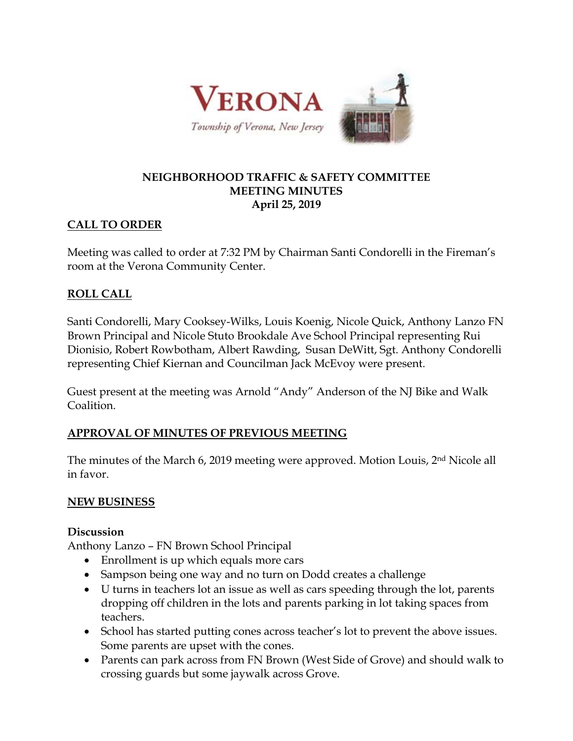VERONA

*Township of Verona, New Jersey*

**NEIGHBORHOOD TRAFFIC & SAFETY COMMITTEE**
**MEETING MINUTES**
**April 25, 2019**

## CALL TO ORDER

Meeting was called to order at 7:32 PM by Chairman Santi Condorelli in the Fireman's room at the Verona Community Center.

## ROLL CALL

Santi Condorelli, Mary Cooksey-Wilks, Louis Koenig, Nicole Quick, Anthony Lanzo FN Brown Principal and Nicole Stuto Brookdale Ave School Principal representing Rui Dionisio, Robert Rowbotham, Albert Rawding, Susan DeWitt, Sgt. Anthony Condorelli representing Chief Kiernan and Councilman Jack McEvoy were present.

Guest present at the meeting was Arnold "Andy" Anderson of the NJ Bike and Walk Coalition.

## APPROVAL OF MINUTES OF PREVIOUS MEETING

The minutes of the March 6, 2019 meeting were approved. Motion Louis, 2nd Nicole all in favor.

## NEW BUSINESS

### Discussion

Anthony Lanzo – FN Brown School Principal

- Enrollment is up which equals more cars
- Sampson being one way and no turn on Dodd creates a challenge
- U turns in teachers lot an issue as well as cars speeding through the lot, parents dropping off children in the lots and parents parking in lot taking spaces from teachers.
- School has started putting cones across teacher's lot to prevent the above issues. Some parents are upset with the cones.
- Parents can park across from FN Brown (West Side of Grove) and should walk to crossing guards but some jaywalk across Grove.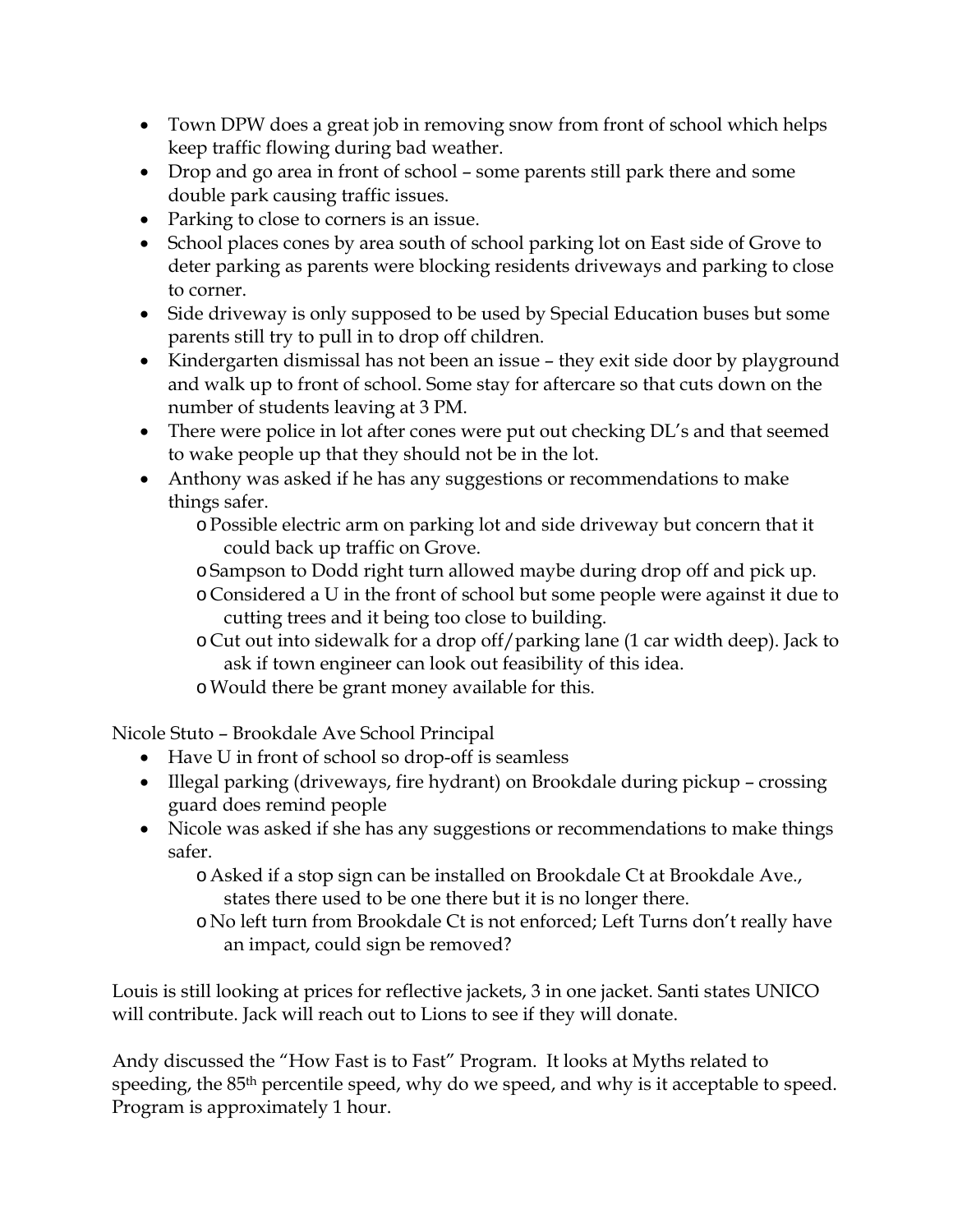- Town DPW does a great job in removing snow from front of school which helps keep traffic flowing during bad weather.
- Drop and go area in front of school – some parents still park there and some double park causing traffic issues.
- Parking to close to corners is an issue.
- School places cones by area south of school parking lot on East side of Grove to deter parking as parents were blocking residents driveways and parking to close to corner.
- Side driveway is only supposed to be used by Special Education buses but some parents still try to pull in to drop off children.
- Kindergarten dismissal has not been an issue – they exit side door by playground and walk up to front of school. Some stay for aftercare so that cuts down on the number of students leaving at 3 PM.
- There were police in lot after cones were put out checking DL's and that seemed to wake people up that they should not be in the lot.
- Anthony was asked if he has any suggestions or recommendations to make things safer.
  - Possible electric arm on parking lot and side driveway but concern that it could back up traffic on Grove.
  - Sampson to Dodd right turn allowed maybe during drop off and pick up.
  - Considered a U in the front of school but some people were against it due to cutting trees and it being too close to building.
  - Cut out into sidewalk for a drop off/parking lane (1 car width deep). Jack to ask if town engineer can look out feasibility of this idea.
  - Would there be grant money available for this.

Nicole Stuto – Brookdale Ave School Principal

- Have U in front of school so drop-off is seamless
- Illegal parking (driveways, fire hydrant) on Brookdale during pickup – crossing guard does remind people
- Nicole was asked if she has any suggestions or recommendations to make things safer.
  - Asked if a stop sign can be installed on Brookdale Ct at Brookdale Ave., states there used to be one there but it is no longer there.
  - No left turn from Brookdale Ct is not enforced; Left Turns don't really have an impact, could sign be removed?

Louis is still looking at prices for reflective jackets, 3 in one jacket. Santi states UNICO will contribute. Jack will reach out to Lions to see if they will donate.

Andy discussed the "How Fast is to Fast" Program. It looks at Myths related to speeding, the 85th percentile speed, why do we speed, and why is it acceptable to speed. Program is approximately 1 hour.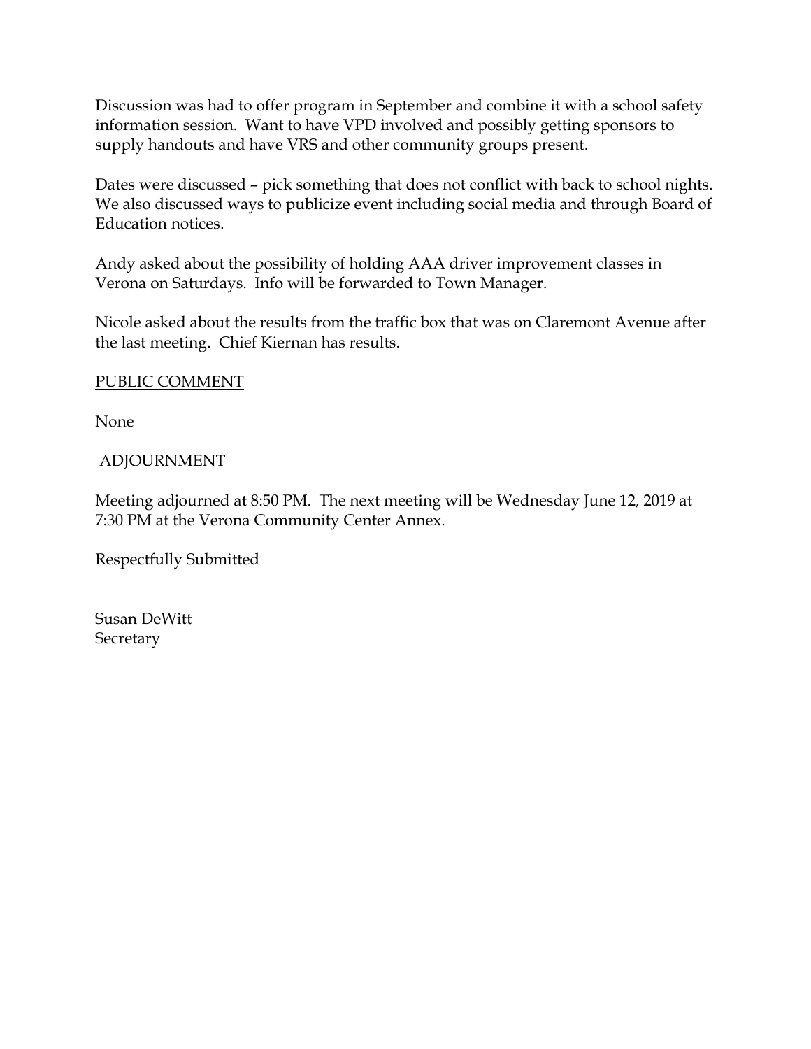Discussion was had to offer program in September and combine it with a school safety information session. Want to have VPD involved and possibly getting sponsors to supply handouts and have VRS and other community groups present.

Dates were discussed – pick something that does not conflict with back to school nights. We also discussed ways to publicize event including social media and through Board of Education notices.

Andy asked about the possibility of holding AAA driver improvement classes in Verona on Saturdays. Info will be forwarded to Town Manager.

Nicole asked about the results from the traffic box that was on Claremont Avenue after the last meeting. Chief Kiernan has results.

PUBLIC COMMENT

None

ADJOURNMENT

Meeting adjourned at 8:50 PM. The next meeting will be Wednesday June 12, 2019 at 7:30 PM at the Verona Community Center Annex.

Respectfully Submitted

Susan DeWitt
Secretary